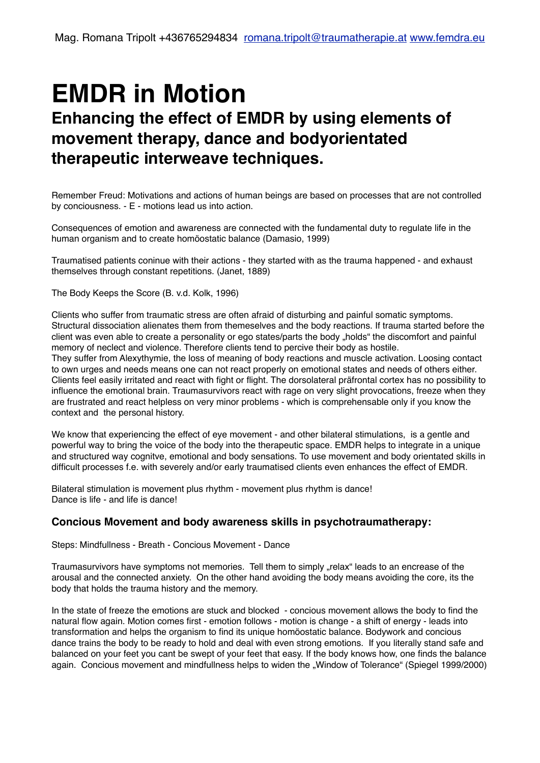Mag. Romana Tripolt +436765294834 romana.tripolt@traumatherapie.at www.femdra.eu

# EMDR in Motion

## Enhancing the effect of EMDR by using elements of movement therapy, dance and bodyorientated therapeutic interweave techniques.

Remember Freud: Motivations and actions of human beings are based on processes that are not controlled by conciousness. - E - motions lead us into action.

Consequences of emotion and awareness are connected with the fundamental duty to regulate life in the human organism and to create homöostatic balance (Damasio, 1999)

Traumatised patients coninue with their actions - they started with as the trauma happened - and exhaust themselves through constant repetitions. (Janet, 1889)

The Body Keeps the Score (B. v.d. Kolk, 1996)

Clients who suffer from traumatic stress are often afraid of disturbing and painful somatic symptoms. Structural dissociation alienates them from themeselves and the body reactions. If trauma started before the client was even able to create a personality or ego states/parts the body „holds" the discomfort and painful memory of neclect and violence. Therefore clients tend to percive their body as hostile.
They suffer from Alexythymie, the loss of meaning of body reactions and muscle activation. Loosing contact to own urges and needs means one can not react properly on emotional states and needs of others either. Clients feel easily irritated and react with fight or flight. The dorsolateral präfrontal cortex has no possibility to influence the emotional brain. Traumasurvivors react with rage on very slight provocations, freeze when they are frustrated and react helpless on very minor problems - which is comprehensable only if you know the context and the personal history.

We know that experiencing the effect of eye movement - and other bilateral stimulations, is a gentle and powerful way to bring the voice of the body into the therapeutic space. EMDR helps to integrate in a unique and structured way cognitve, emotional and body sensations. To use movement and body orientated skills in difficult processes f.e. with severely and/or early traumatised clients even enhances the effect of EMDR.

Bilateral stimulation is movement plus rhythm - movement plus rhythm is dance!
Dance is life - and life is dance!

### Concious Movement and body awareness skills in psychotraumatherapy:

Steps: Mindfullness - Breath - Concious Movement - Dance

Traumasurvivors have symptoms not memories. Tell them to simply „relax" leads to an encrease of the arousal and the connected anxiety. On the other hand avoiding the body means avoiding the core, its the body that holds the trauma history and the memory.

In the state of freeze the emotions are stuck and blocked - concious movement allows the body to find the natural flow again. Motion comes first - emotion follows - motion is change - a shift of energy - leads into transformation and helps the organism to find its unique homöostatic balance. Bodywork and concious dance trains the body to be ready to hold and deal with even strong emotions. If you literally stand safe and balanced on your feet you cant be swept of your feet that easy. If the body knows how, one finds the balance again. Concious movement and mindfullness helps to widen the „Window of Tolerance" (Spiegel 1999/2000)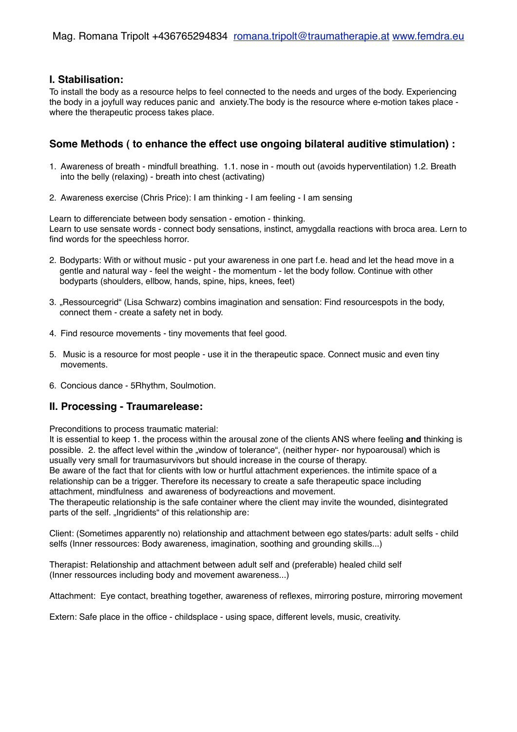## I. Stabilisation:

To install the body as a resource helps to feel connected to the needs and urges of the body. Experiencing the body in a joyfull way reduces panic and anxiety.The body is the resource where e-motion takes place - where the therapeutic process takes place.

### Some Methods ( to enhance the effect use ongoing bilateral auditive stimulation) :

1. Awareness of breath - mindfull breathing. 1.1. nose in - mouth out (avoids hyperventilation) 1.2. Breath into the belly (relaxing) - breath into chest (activating)

2. Awareness exercise (Chris Price): I am thinking - I am feeling - I am sensing

Learn to differenciate between body sensation - emotion - thinking.
Learn to use sensate words - connect body sensations, instinct, amygdalla reactions with broca area. Lern to find words for the speechless horror.

2. Bodyparts: With or without music - put your awareness in one part f.e. head and let the head move in a gentle and natural way - feel the weight - the momentum - let the body follow. Continue with other bodyparts (shoulders, ellbow, hands, spine, hips, knees, feet)

3. „Ressourcegrid" (Lisa Schwarz) combins imagination and sensation: Find resourcespots in the body, connect them - create a safety net in body.

4. Find resource movements - tiny movements that feel good.

5. Music is a resource for most people - use it in the therapeutic space. Connect music and even tiny movements.

6. Concious dance - 5Rhythm, Soulmotion.

## II. Processing - Traumarelease:

Preconditions to process traumatic material:
It is essential to keep 1. the process within the arousal zone of the clients ANS where feeling **and** thinking is possible. 2. the affect level within the „window of tolerance", (neither hyper- nor hypoarousal) which is usually very small for traumasurvivors but should increase in the course of therapy.
Be aware of the fact that for clients with low or hurtful attachment experiences. the intimite space of a relationship can be a trigger. Therefore its necessary to create a safe therapeutic space including attachment, mindfulness and awareness of bodyreactions and movement.
The therapeutic relationship is the safe container where the client may invite the wounded, disintegrated parts of the self. „Ingridients" of this relationship are:

Client: (Sometimes apparently no) relationship and attachment between ego states/parts: adult selfs - child selfs (Inner ressources: Body awareness, imagination, soothing and grounding skills...)

Therapist: Relationship and attachment between adult self and (preferable) healed child self
(Inner ressources including body and movement awareness...)

Attachment: Eye contact, breathing together, awareness of reflexes, mirroring posture, mirroring movement

Extern: Safe place in the office - childsplace - using space, different levels, music, creativity.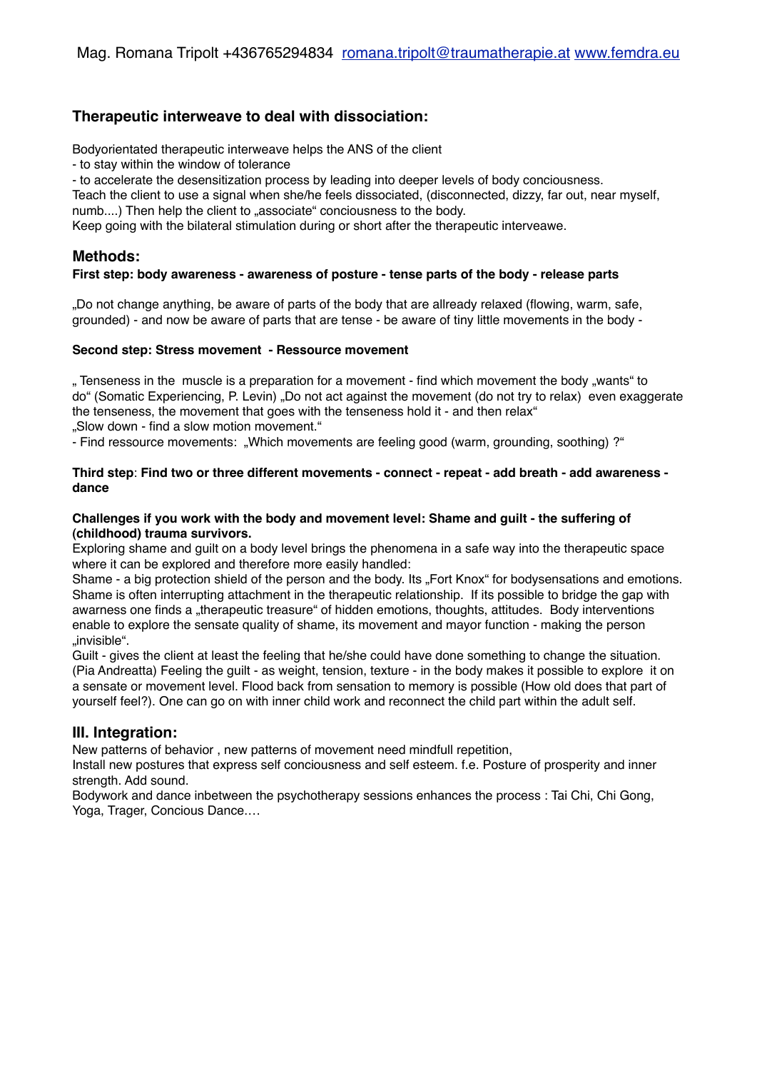## Therapeutic interweave to deal with dissociation:

Bodyorientated therapeutic interweave helps the ANS of the client
- to stay within the window of tolerance
- to accelerate the desensitization process by leading into deeper levels of body conciousness.

Teach the client to use a signal when she/he feels dissociated, (disconnected, dizzy, far out, near myself, numb....) Then help the client to „associate" conciousness to the body.
Keep going with the bilateral stimulation during or short after the therapeutic interveawe.

## Methods:

**First step: body awareness - awareness of posture - tense parts of the body - release parts**

„Do not change anything, be aware of parts of the body that are allready relaxed (flowing, warm, safe, grounded) - and now be aware of parts that are tense - be aware of tiny little movements in the body -

**Second step: Stress movement - Ressource movement**

„ Tenseness in the muscle is a preparation for a movement - find which movement the body „wants" to do" (Somatic Experiencing, P. Levin) „Do not act against the movement (do not try to relax) even exaggerate the tenseness, the movement that goes with the tenseness hold it - and then relax"
„Slow down - find a slow motion movement."
- Find ressource movements: „Which movements are feeling good (warm, grounding, soothing) ?"

**Third step**: **Find two or three different movements - connect - repeat - add breath - add awareness - dance**

**Challenges if you work with the body and movement level: Shame and guilt - the suffering of (childhood) trauma survivors.**
Exploring shame and guilt on a body level brings the phenomena in a safe way into the therapeutic space where it can be explored and therefore more easily handled:
Shame - a big protection shield of the person and the body. Its „Fort Knox" for bodysensations and emotions. Shame is often interrupting attachment in the therapeutic relationship. If its possible to bridge the gap with awarness one finds a „therapeutic treasure" of hidden emotions, thoughts, attitudes. Body interventions enable to explore the sensate quality of shame, its movement and mayor function - making the person „invisible".
Guilt - gives the client at least the feeling that he/she could have done something to change the situation. (Pia Andreatta) Feeling the guilt - as weight, tension, texture - in the body makes it possible to explore it on a sensate or movement level. Flood back from sensation to memory is possible (How old does that part of yourself feel?). One can go on with inner child work and reconnect the child part within the adult self.

## III. Integration:

New patterns of behavior , new patterns of movement need mindfull repetition,
Install new postures that express self conciousness and self esteem. f.e. Posture of prosperity and inner strength. Add sound.
Bodywork and dance inbetween the psychotherapy sessions enhances the process : Tai Chi, Chi Gong, Yoga, Trager, Concious Dance.…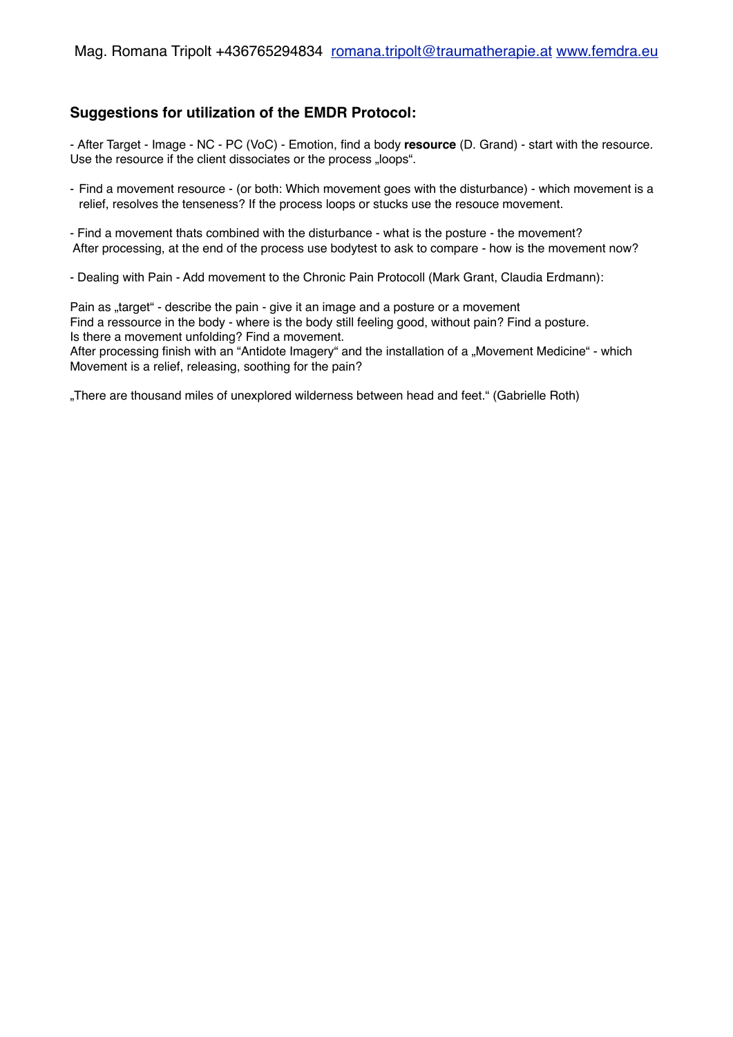## Suggestions for utilization of the EMDR Protocol:

- After Target - Image - NC - PC (VoC) - Emotion, find a body **resource** (D. Grand) - start with the resource. Use the resource if the client dissociates or the process „loops".

- Find a movement resource - (or both: Which movement goes with the disturbance) - which movement is a relief, resolves the tenseness? If the process loops or stucks use the resouce movement.

- Find a movement thats combined with the disturbance - what is the posture - the movement? After processing, at the end of the process use bodytest to ask to compare - how is the movement now?

- Dealing with Pain - Add movement to the Chronic Pain Protocoll (Mark Grant, Claudia Erdmann):

Pain as „target" - describe the pain - give it an image and a posture or a movement
Find a ressource in the body - where is the body still feeling good, without pain? Find a posture.
Is there a movement unfolding? Find a movement.
After processing finish with an "Antidote Imagery" and the installation of a „Movement Medicine" - which Movement is a relief, releasing, soothing for the pain?

„There are thousand miles of unexplored wilderness between head and feet." (Gabrielle Roth)